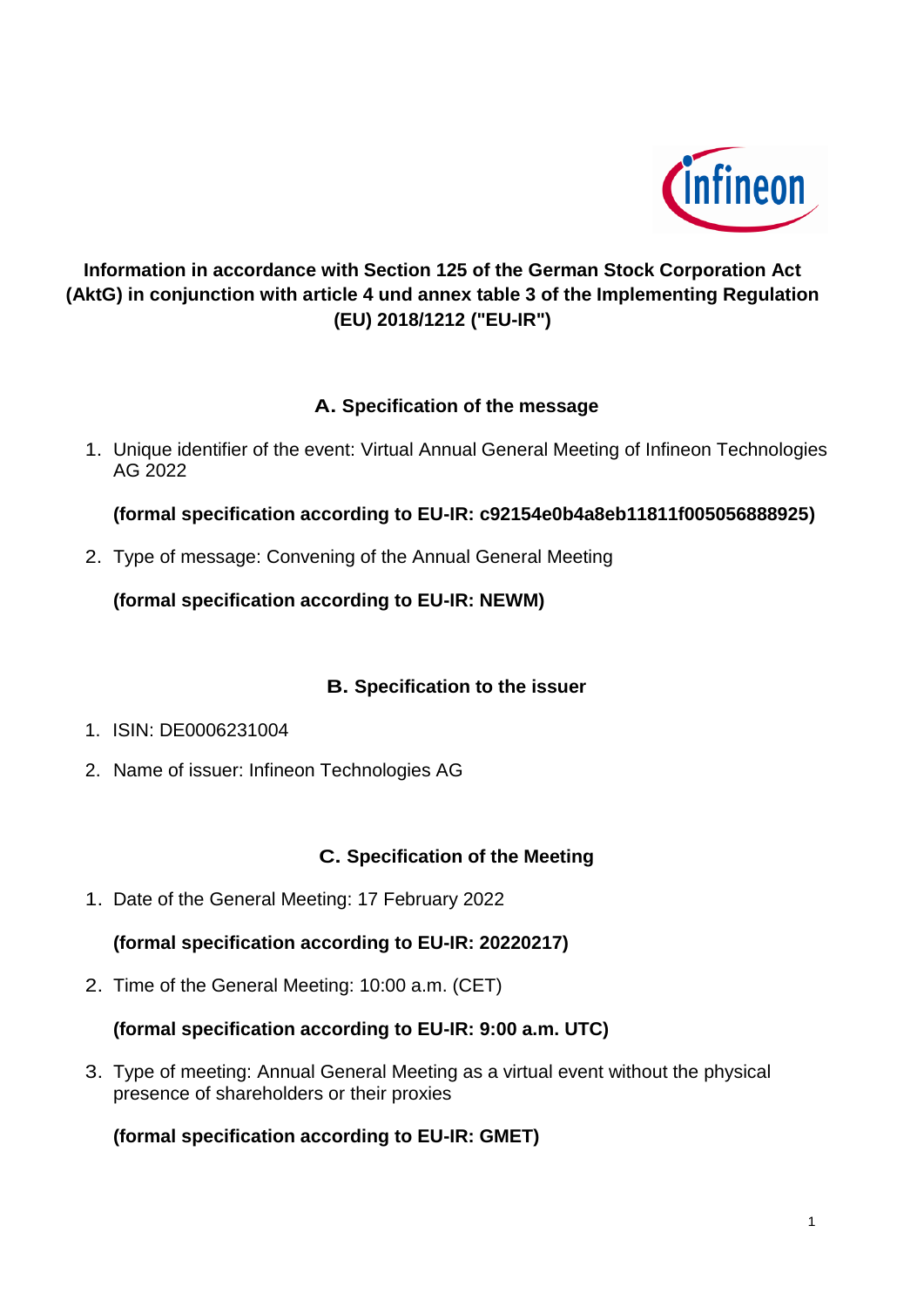**Information in accordance with Section 125 of the German Stock Corporation Act (AktG) in conjunction with article 4 und annex table 3 of the Implementing Regulation (EU) 2018/1212 ("EU-IR")**

## A. Specification of the message

1. Unique identifier of the event: Virtual Annual General Meeting of Infineon Technologies AG 2022

   **(formal specification according to EU-IR: c92154e0b4a8eb11811f005056888925)**

2. Type of message: Convening of the Annual General Meeting

   **(formal specification according to EU-IR: NEWM)**

## B. Specification to the issuer

1. ISIN: DE0006231004
2. Name of issuer: Infineon Technologies AG

## C. Specification of the Meeting

1. Date of the General Meeting: 17 February 2022

   **(formal specification according to EU-IR: 20220217)**

2. Time of the General Meeting: 10:00 a.m. (CET)

   **(formal specification according to EU-IR: 9:00 a.m. UTC)**

3. Type of meeting: Annual General Meeting as a virtual event without the physical presence of shareholders or their proxies

   **(formal specification according to EU-IR: GMET)**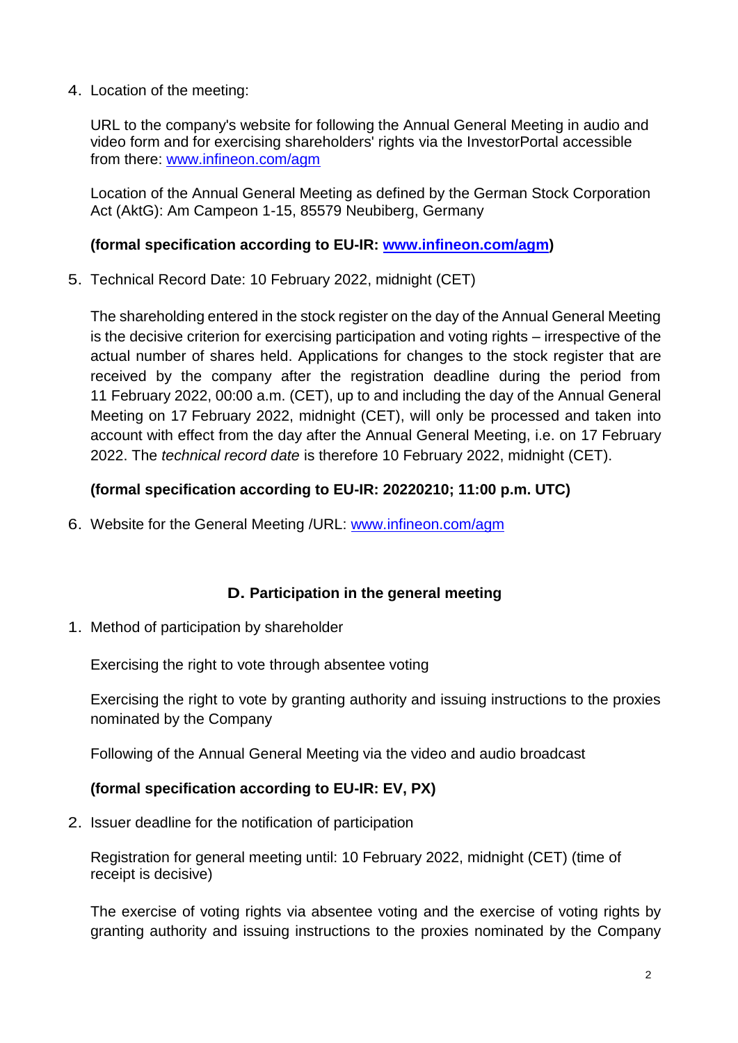4. Location of the meeting:

   URL to the company's website for following the Annual General Meeting in audio and video form and for exercising shareholders' rights via the InvestorPortal accessible from there: www.infineon.com/agm

   Location of the Annual General Meeting as defined by the German Stock Corporation Act (AktG): Am Campeon 1-15, 85579 Neubiberg, Germany

   **(formal specification according to EU-IR: www.infineon.com/agm)**

5. Technical Record Date: 10 February 2022, midnight (CET)

   The shareholding entered in the stock register on the day of the Annual General Meeting is the decisive criterion for exercising participation and voting rights – irrespective of the actual number of shares held. Applications for changes to the stock register that are received by the company after the registration deadline during the period from 11 February 2022, 00:00 a.m. (CET), up to and including the day of the Annual General Meeting on 17 February 2022, midnight (CET), will only be processed and taken into account with effect from the day after the Annual General Meeting, i.e. on 17 February 2022. The *technical record date* is therefore 10 February 2022, midnight (CET).

   **(formal specification according to EU-IR: 20220210; 11:00 p.m. UTC)**

6. Website for the General Meeting /URL: www.infineon.com/agm

## D. Participation in the general meeting

1. Method of participation by shareholder

   Exercising the right to vote through absentee voting

   Exercising the right to vote by granting authority and issuing instructions to the proxies nominated by the Company

   Following of the Annual General Meeting via the video and audio broadcast

   **(formal specification according to EU-IR: EV, PX)**

2. Issuer deadline for the notification of participation

   Registration for general meeting until: 10 February 2022, midnight (CET) (time of receipt is decisive)

   The exercise of voting rights via absentee voting and the exercise of voting rights by granting authority and issuing instructions to the proxies nominated by the Company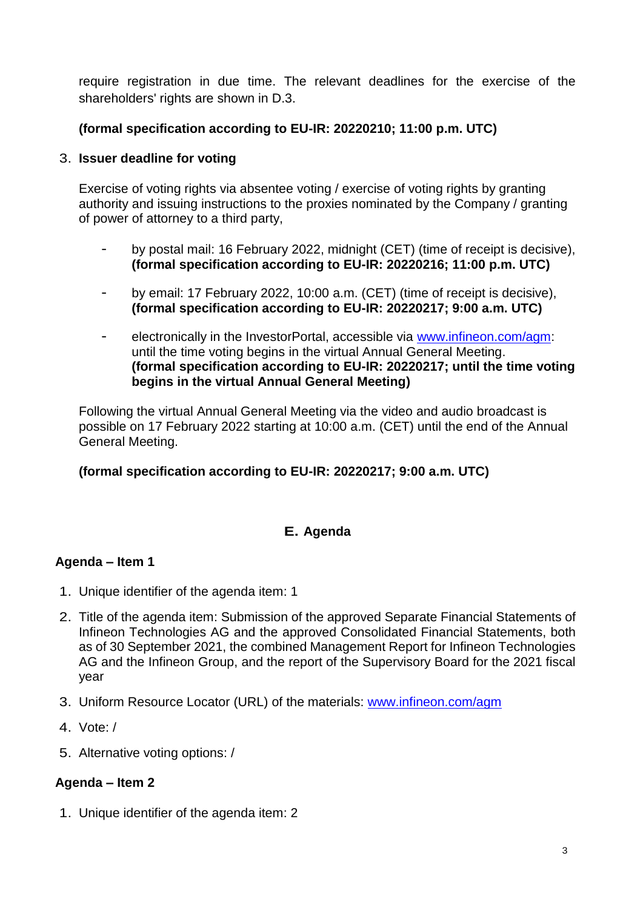require registration in due time. The relevant deadlines for the exercise of the shareholders' rights are shown in D.3.

**(formal specification according to EU-IR: 20220210; 11:00 p.m. UTC)**

3. **Issuer deadline for voting**

   Exercise of voting rights via absentee voting / exercise of voting rights by granting authority and issuing instructions to the proxies nominated by the Company / granting of power of attorney to a third party,

   - by postal mail: 16 February 2022, midnight (CET) (time of receipt is decisive), **(formal specification according to EU-IR: 20220216; 11:00 p.m. UTC)**

   - by email: 17 February 2022, 10:00 a.m. (CET) (time of receipt is decisive), **(formal specification according to EU-IR: 20220217; 9:00 a.m. UTC)**

   - electronically in the InvestorPortal, accessible via www.infineon.com/agm: until the time voting begins in the virtual Annual General Meeting. **(formal specification according to EU-IR: 20220217; until the time voting begins in the virtual Annual General Meeting)**

   Following the virtual Annual General Meeting via the video and audio broadcast is possible on 17 February 2022 starting at 10:00 a.m. (CET) until the end of the Annual General Meeting.

   **(formal specification according to EU-IR: 20220217; 9:00 a.m. UTC)**

## E. Agenda

### Agenda – Item 1

1. Unique identifier of the agenda item: 1
2. Title of the agenda item: Submission of the approved Separate Financial Statements of Infineon Technologies AG and the approved Consolidated Financial Statements, both as of 30 September 2021, the combined Management Report for Infineon Technologies AG and the Infineon Group, and the report of the Supervisory Board for the 2021 fiscal year
3. Uniform Resource Locator (URL) of the materials: www.infineon.com/agm
4. Vote: /
5. Alternative voting options: /

### Agenda – Item 2

1. Unique identifier of the agenda item: 2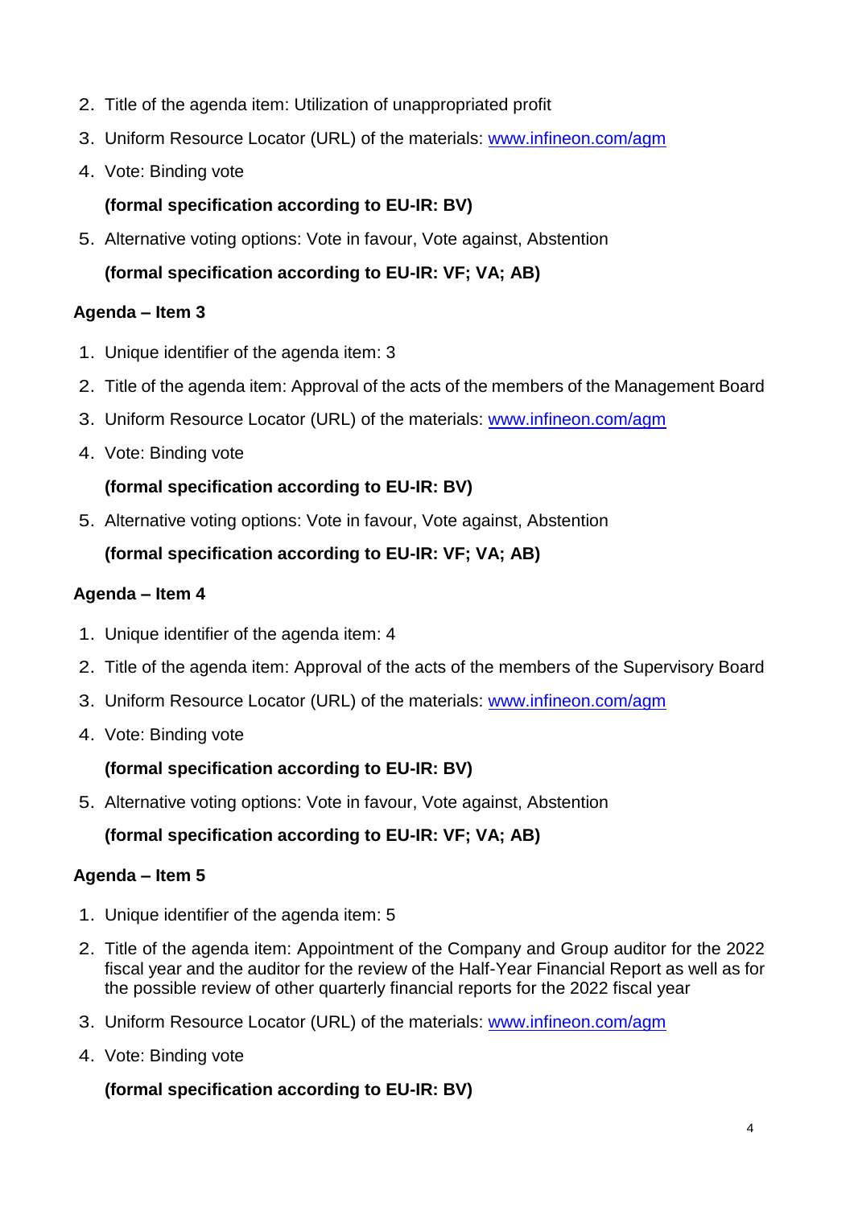2. Title of the agenda item: Utilization of unappropriated profit
3. Uniform Resource Locator (URL) of the materials: www.infineon.com/agm
4. Vote: Binding vote

   **(formal specification according to EU-IR: BV)**

5. Alternative voting options: Vote in favour, Vote against, Abstention

   **(formal specification according to EU-IR: VF; VA; AB)**

**Agenda – Item 3**

1. Unique identifier of the agenda item: 3
2. Title of the agenda item: Approval of the acts of the members of the Management Board
3. Uniform Resource Locator (URL) of the materials: www.infineon.com/agm
4. Vote: Binding vote

   **(formal specification according to EU-IR: BV)**

5. Alternative voting options: Vote in favour, Vote against, Abstention

   **(formal specification according to EU-IR: VF; VA; AB)**

**Agenda – Item 4**

1. Unique identifier of the agenda item: 4
2. Title of the agenda item: Approval of the acts of the members of the Supervisory Board
3. Uniform Resource Locator (URL) of the materials: www.infineon.com/agm
4. Vote: Binding vote

   **(formal specification according to EU-IR: BV)**

5. Alternative voting options: Vote in favour, Vote against, Abstention

   **(formal specification according to EU-IR: VF; VA; AB)**

**Agenda – Item 5**

1. Unique identifier of the agenda item: 5
2. Title of the agenda item: Appointment of the Company and Group auditor for the 2022 fiscal year and the auditor for the review of the Half-Year Financial Report as well as for the possible review of other quarterly financial reports for the 2022 fiscal year
3. Uniform Resource Locator (URL) of the materials: www.infineon.com/agm
4. Vote: Binding vote

   **(formal specification according to EU-IR: BV)**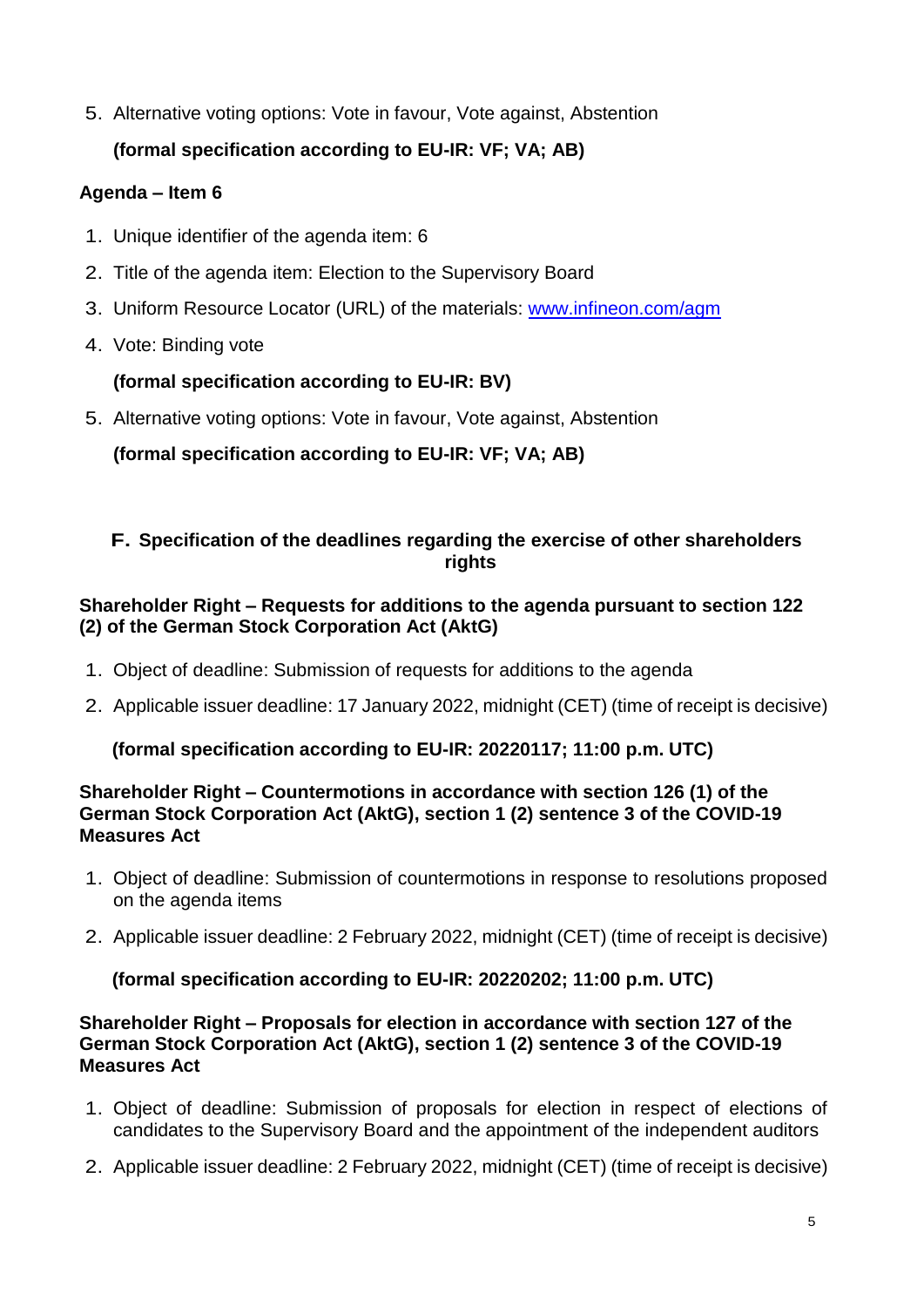5. Alternative voting options: Vote in favour, Vote against, Abstention

   **(formal specification according to EU-IR: VF; VA; AB)**

**Agenda – Item 6**

1. Unique identifier of the agenda item: 6
2. Title of the agenda item: Election to the Supervisory Board
3. Uniform Resource Locator (URL) of the materials: [www.infineon.com/agm](www.infineon.com/agm)
4. Vote: Binding vote

   **(formal specification according to EU-IR: BV)**

5. Alternative voting options: Vote in favour, Vote against, Abstention

   **(formal specification according to EU-IR: VF; VA; AB)**

## F. Specification of the deadlines regarding the exercise of other shareholders rights

**Shareholder Right – Requests for additions to the agenda pursuant to section 122 (2) of the German Stock Corporation Act (AktG)**

1. Object of deadline: Submission of requests for additions to the agenda
2. Applicable issuer deadline: 17 January 2022, midnight (CET) (time of receipt is decisive)

   **(formal specification according to EU-IR: 20220117; 11:00 p.m. UTC)**

**Shareholder Right – Countermotions in accordance with section 126 (1) of the German Stock Corporation Act (AktG), section 1 (2) sentence 3 of the COVID-19 Measures Act**

1. Object of deadline: Submission of countermotions in response to resolutions proposed on the agenda items
2. Applicable issuer deadline: 2 February 2022, midnight (CET) (time of receipt is decisive)

   **(formal specification according to EU-IR: 20220202; 11:00 p.m. UTC)**

**Shareholder Right – Proposals for election in accordance with section 127 of the German Stock Corporation Act (AktG), section 1 (2) sentence 3 of the COVID-19 Measures Act**

1. Object of deadline: Submission of proposals for election in respect of elections of candidates to the Supervisory Board and the appointment of the independent auditors
2. Applicable issuer deadline: 2 February 2022, midnight (CET) (time of receipt is decisive)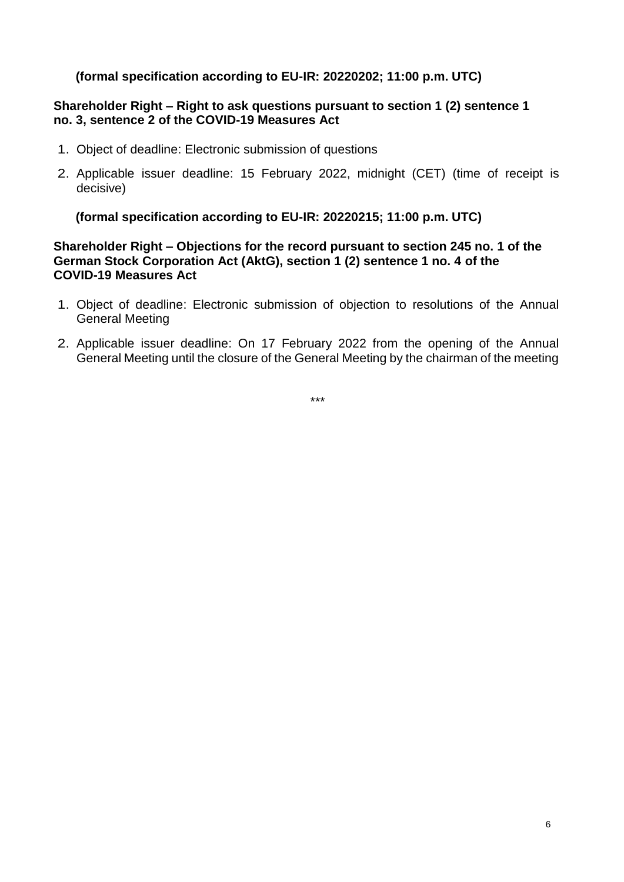**(formal specification according to EU-IR: 20220202; 11:00 p.m. UTC)**

**Shareholder Right – Right to ask questions pursuant to section 1 (2) sentence 1 no. 3, sentence 2 of the COVID-19 Measures Act**

1. Object of deadline: Electronic submission of questions
2. Applicable issuer deadline: 15 February 2022, midnight (CET) (time of receipt is decisive)

**(formal specification according to EU-IR: 20220215; 11:00 p.m. UTC)**

**Shareholder Right – Objections for the record pursuant to section 245 no. 1 of the German Stock Corporation Act (AktG), section 1 (2) sentence 1 no. 4 of the COVID-19 Measures Act**

1. Object of deadline: Electronic submission of objection to resolutions of the Annual General Meeting
2. Applicable issuer deadline: On 17 February 2022 from the opening of the Annual General Meeting until the closure of the General Meeting by the chairman of the meeting

\*\*\*